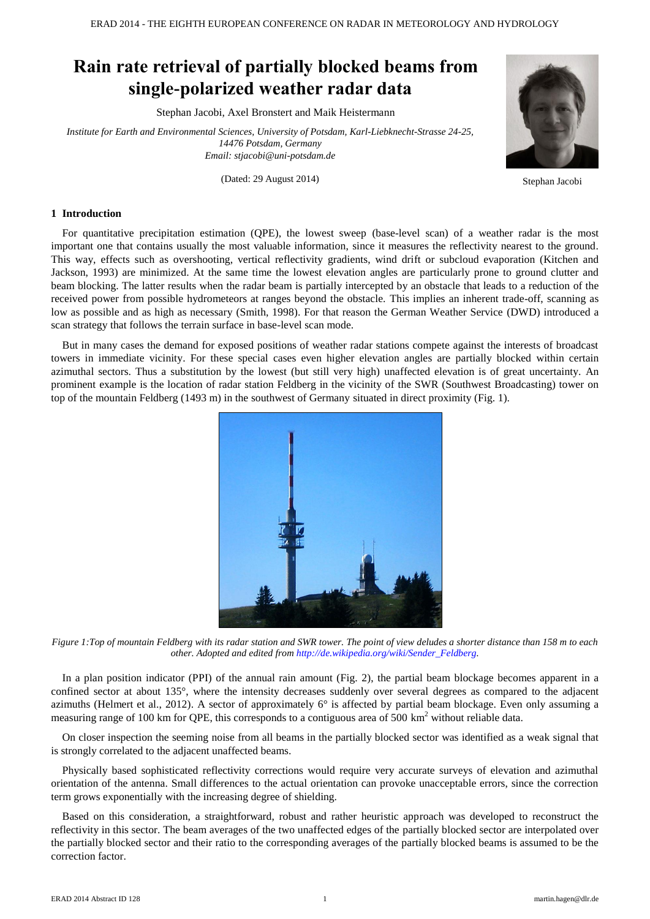# Rain rate retrieval of partially blocked beams from single-polarized weather radar data

Stephan Jacobi, Axel Bronstert and Maik Heistermann

*Institute for Earth and Environmental Sciences, University of Potsdam, Karl-Liebknecht-Strasse 24-25, 14476 Potsdam, Germany*
*Email: stjacobi@uni-potsdam.de*

(Dated: 29 August 2014)

Stephan Jacobi

## 1 Introduction

For quantitative precipitation estimation (QPE), the lowest sweep (base-level scan) of a weather radar is the most important one that contains usually the most valuable information, since it measures the reflectivity nearest to the ground. This way, effects such as overshooting, vertical reflectivity gradients, wind drift or subcloud evaporation (Kitchen and Jackson, 1993) are minimized. At the same time the lowest elevation angles are particularly prone to ground clutter and beam blocking. The latter results when the radar beam is partially intercepted by an obstacle that leads to a reduction of the received power from possible hydrometeors at ranges beyond the obstacle. This implies an inherent trade-off, scanning as low as possible and as high as necessary (Smith, 1998). For that reason the German Weather Service (DWD) introduced a scan strategy that follows the terrain surface in base-level scan mode.

But in many cases the demand for exposed positions of weather radar stations compete against the interests of broadcast towers in immediate vicinity. For these special cases even higher elevation angles are partially blocked within certain azimuthal sectors. Thus a substitution by the lowest (but still very high) unaffected elevation is of great uncertainty. An prominent example is the location of radar station Feldberg in the vicinity of the SWR (Southwest Broadcasting) tower on top of the mountain Feldberg (1493 m) in the southwest of Germany situated in direct proximity (Fig. 1).

*Figure 1:Top of mountain Feldberg with its radar station and SWR tower. The point of view deludes a shorter distance than 158 m to each other. Adopted and edited from http://de.wikipedia.org/wiki/Sender_Feldberg.*

In a plan position indicator (PPI) of the annual rain amount (Fig. 2), the partial beam blockage becomes apparent in a confined sector at about 135°, where the intensity decreases suddenly over several degrees as compared to the adjacent azimuths (Helmert et al., 2012). A sector of approximately 6° is affected by partial beam blockage. Even only assuming a measuring range of 100 km for QPE, this corresponds to a contiguous area of 500 km$^2$ without reliable data.

On closer inspection the seeming noise from all beams in the partially blocked sector was identified as a weak signal that is strongly correlated to the adjacent unaffected beams.

Physically based sophisticated reflectivity corrections would require very accurate surveys of elevation and azimuthal orientation of the antenna. Small differences to the actual orientation can provoke unacceptable errors, since the correction term grows exponentially with the increasing degree of shielding.

Based on this consideration, a straightforward, robust and rather heuristic approach was developed to reconstruct the reflectivity in this sector. The beam averages of the two unaffected edges of the partially blocked sector are interpolated over the partially blocked sector and their ratio to the corresponding averages of the partially blocked beams is assumed to be the correction factor.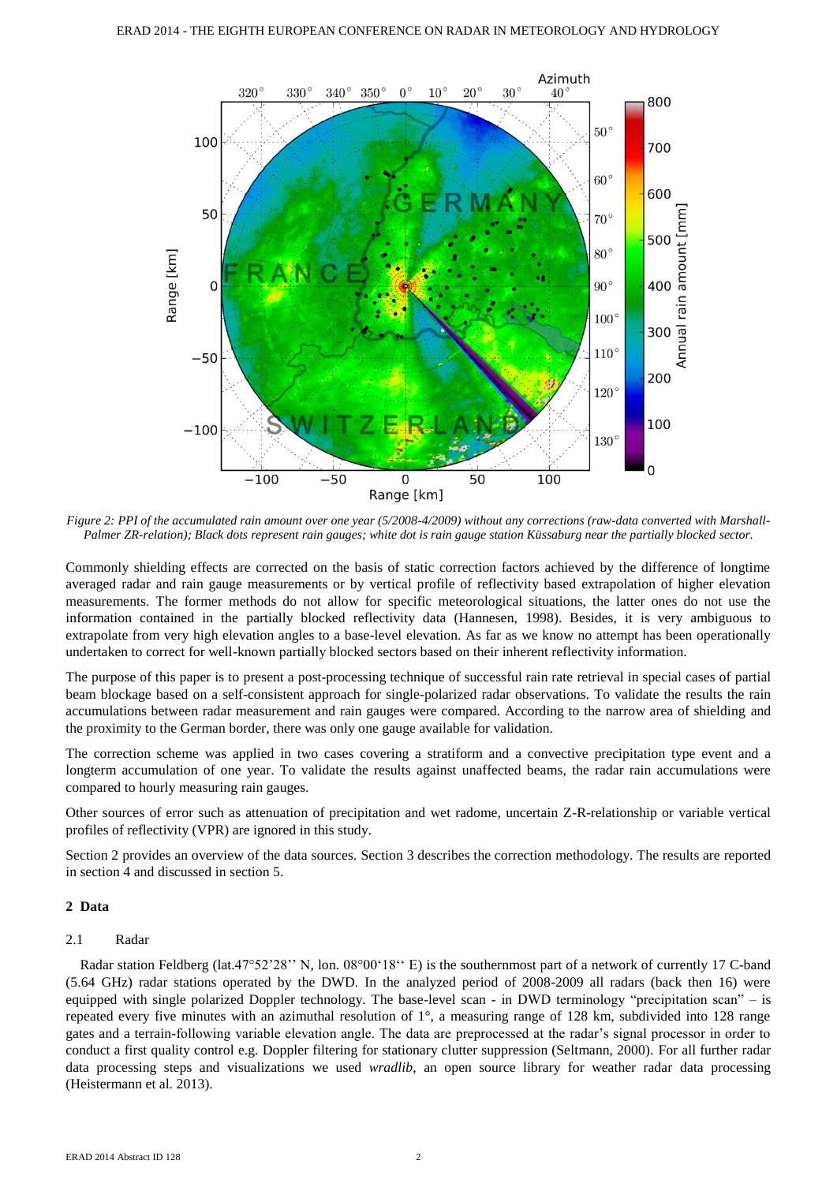*Figure 2: PPI of the accumulated rain amount over one year (5/2008-4/2009) without any corrections (raw-data converted with Marshall-Palmer ZR-relation); Black dots represent rain gauges; white dot is rain gauge station Küssaburg near the partially blocked sector.*

Commonly shielding effects are corrected on the basis of static correction factors achieved by the difference of longtime averaged radar and rain gauge measurements or by vertical profile of reflectivity based extrapolation of higher elevation measurements. The former methods do not allow for specific meteorological situations, the latter ones do not use the information contained in the partially blocked reflectivity data (Hannesen, 1998). Besides, it is very ambiguous to extrapolate from very high elevation angles to a base-level elevation. As far as we know no attempt has been operationally undertaken to correct for well-known partially blocked sectors based on their inherent reflectivity information.

The purpose of this paper is to present a post-processing technique of successful rain rate retrieval in special cases of partial beam blockage based on a self-consistent approach for single-polarized radar observations. To validate the results the rain accumulations between radar measurement and rain gauges were compared. According to the narrow area of shielding and the proximity to the German border, there was only one gauge available for validation.

The correction scheme was applied in two cases covering a stratiform and a convective precipitation type event and a longterm accumulation of one year. To validate the results against unaffected beams, the radar rain accumulations were compared to hourly measuring rain gauges.

Other sources of error such as attenuation of precipitation and wet radome, uncertain Z-R-relationship or variable vertical profiles of reflectivity (VPR) are ignored in this study.

Section 2 provides an overview of the data sources. Section 3 describes the correction methodology. The results are reported in section 4 and discussed in section 5.

## 2 Data

### 2.1 Radar

Radar station Feldberg (lat.47°52'28'' N, lon. 08°00'18'' E) is the southernmost part of a network of currently 17 C-band (5.64 GHz) radar stations operated by the DWD. In the analyzed period of 2008-2009 all radars (back then 16) were equipped with single polarized Doppler technology. The base-level scan - in DWD terminology "precipitation scan" – is repeated every five minutes with an azimuthal resolution of 1°, a measuring range of 128 km, subdivided into 128 range gates and a terrain-following variable elevation angle. The data are preprocessed at the radar's signal processor in order to conduct a first quality control e.g. Doppler filtering for stationary clutter suppression (Seltmann, 2000). For all further radar data processing steps and visualizations we used *wradlib*, an open source library for weather radar data processing (Heistermann et al. 2013).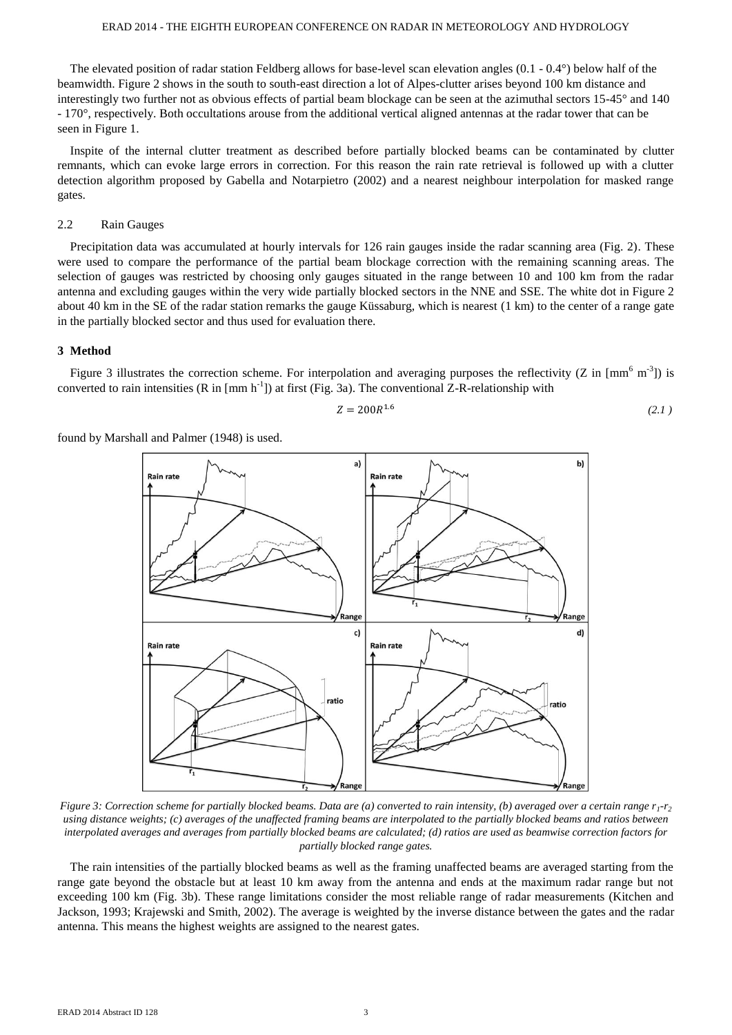The elevated position of radar station Feldberg allows for base-level scan elevation angles (0.1 - 0.4°) below half of the beamwidth. Figure 2 shows in the south to south-east direction a lot of Alpes-clutter arises beyond 100 km distance and interestingly two further not as obvious effects of partial beam blockage can be seen at the azimuthal sectors 15-45° and 140 - 170°, respectively. Both occultations arouse from the additional vertical aligned antennas at the radar tower that can be seen in Figure 1.

Inspite of the internal clutter treatment as described before partially blocked beams can be contaminated by clutter remnants, which can evoke large errors in correction. For this reason the rain rate retrieval is followed up with a clutter detection algorithm proposed by Gabella and Notarpietro (2002) and a nearest neighbour interpolation for masked range gates.

### 2.2 Rain Gauges

Precipitation data was accumulated at hourly intervals for 126 rain gauges inside the radar scanning area (Fig. 2). These were used to compare the performance of the partial beam blockage correction with the remaining scanning areas. The selection of gauges was restricted by choosing only gauges situated in the range between 10 and 100 km from the radar antenna and excluding gauges within the very wide partially blocked sectors in the NNE and SSE. The white dot in Figure 2 about 40 km in the SE of the radar station remarks the gauge Küssaburg, which is nearest (1 km) to the center of a range gate in the partially blocked sector and thus used for evaluation there.

## 3 Method

Figure 3 illustrates the correction scheme. For interpolation and averaging purposes the reflectivity (Z in [$mm^6$ $m^{-3}$]) is converted to rain intensities (R in [mm $h^{-1}$]) at first (Fig. 3a). The conventional Z-R-relationship with

$$Z = 200R^{1.6} \tag{2.1}$$

found by Marshall and Palmer (1948) is used.

*Figure 3: Correction scheme for partially blocked beams. Data are (a) converted to rain intensity, (b) averaged over a certain range $r_1$-$r_2$ using distance weights; (c) averages of the unaffected framing beams are interpolated to the partially blocked beams and ratios between interpolated averages and averages from partially blocked beams are calculated; (d) ratios are used as beamwise correction factors for partially blocked range gates.*

The rain intensities of the partially blocked beams as well as the framing unaffected beams are averaged starting from the range gate beyond the obstacle but at least 10 km away from the antenna and ends at the maximum radar range but not exceeding 100 km (Fig. 3b). These range limitations consider the most reliable range of radar measurements (Kitchen and Jackson, 1993; Krajewski and Smith, 2002). The average is weighted by the inverse distance between the gates and the radar antenna. This means the highest weights are assigned to the nearest gates.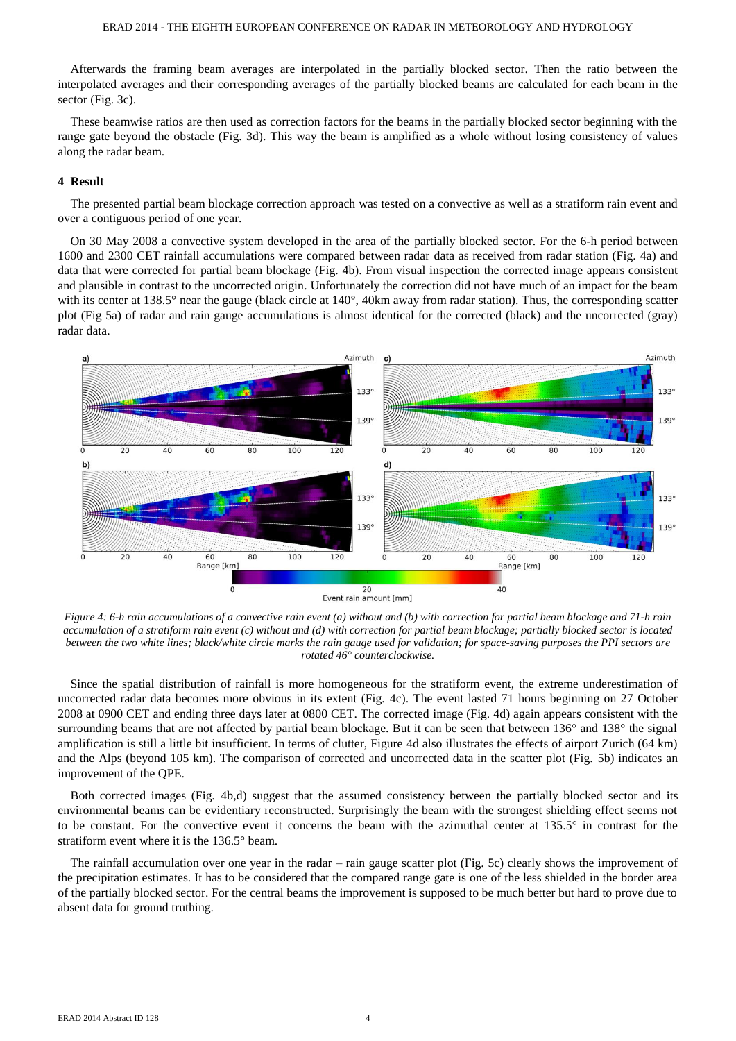Afterwards the framing beam averages are interpolated in the partially blocked sector. Then the ratio between the interpolated averages and their corresponding averages of the partially blocked beams are calculated for each beam in the sector (Fig. 3c).

These beamwise ratios are then used as correction factors for the beams in the partially blocked sector beginning with the range gate beyond the obstacle (Fig. 3d). This way the beam is amplified as a whole without losing consistency of values along the radar beam.

## 4 Result

The presented partial beam blockage correction approach was tested on a convective as well as a stratiform rain event and over a contiguous period of one year.

On 30 May 2008 a convective system developed in the area of the partially blocked sector. For the 6-h period between 1600 and 2300 CET rainfall accumulations were compared between radar data as received from radar station (Fig. 4a) and data that were corrected for partial beam blockage (Fig. 4b). From visual inspection the corrected image appears consistent and plausible in contrast to the uncorrected origin. Unfortunately the correction did not have much of an impact for the beam with its center at 138.5° near the gauge (black circle at 140°, 40km away from radar station). Thus, the corresponding scatter plot (Fig 5a) of radar and rain gauge accumulations is almost identical for the corrected (black) and the uncorrected (gray) radar data.

*Figure 4: 6-h rain accumulations of a convective rain event (a) without and (b) with correction for partial beam blockage and 71-h rain accumulation of a stratiform rain event (c) without and (d) with correction for partial beam blockage; partially blocked sector is located between the two white lines; black/white circle marks the rain gauge used for validation; for space-saving purposes the PPI sectors are rotated 46° counterclockwise.*

Since the spatial distribution of rainfall is more homogeneous for the stratiform event, the extreme underestimation of uncorrected radar data becomes more obvious in its extent (Fig. 4c). The event lasted 71 hours beginning on 27 October 2008 at 0900 CET and ending three days later at 0800 CET. The corrected image (Fig. 4d) again appears consistent with the surrounding beams that are not affected by partial beam blockage. But it can be seen that between 136° and 138° the signal amplification is still a little bit insufficient. In terms of clutter, Figure 4d also illustrates the effects of airport Zurich (64 km) and the Alps (beyond 105 km). The comparison of corrected and uncorrected data in the scatter plot (Fig. 5b) indicates an improvement of the QPE.

Both corrected images (Fig. 4b,d) suggest that the assumed consistency between the partially blocked sector and its environmental beams can be evidentiary reconstructed. Surprisingly the beam with the strongest shielding effect seems not to be constant. For the convective event it concerns the beam with the azimuthal center at 135.5° in contrast for the stratiform event where it is the 136.5° beam.

The rainfall accumulation over one year in the radar – rain gauge scatter plot (Fig. 5c) clearly shows the improvement of the precipitation estimates. It has to be considered that the compared range gate is one of the less shielded in the border area of the partially blocked sector. For the central beams the improvement is supposed to be much better but hard to prove due to absent data for ground truthing.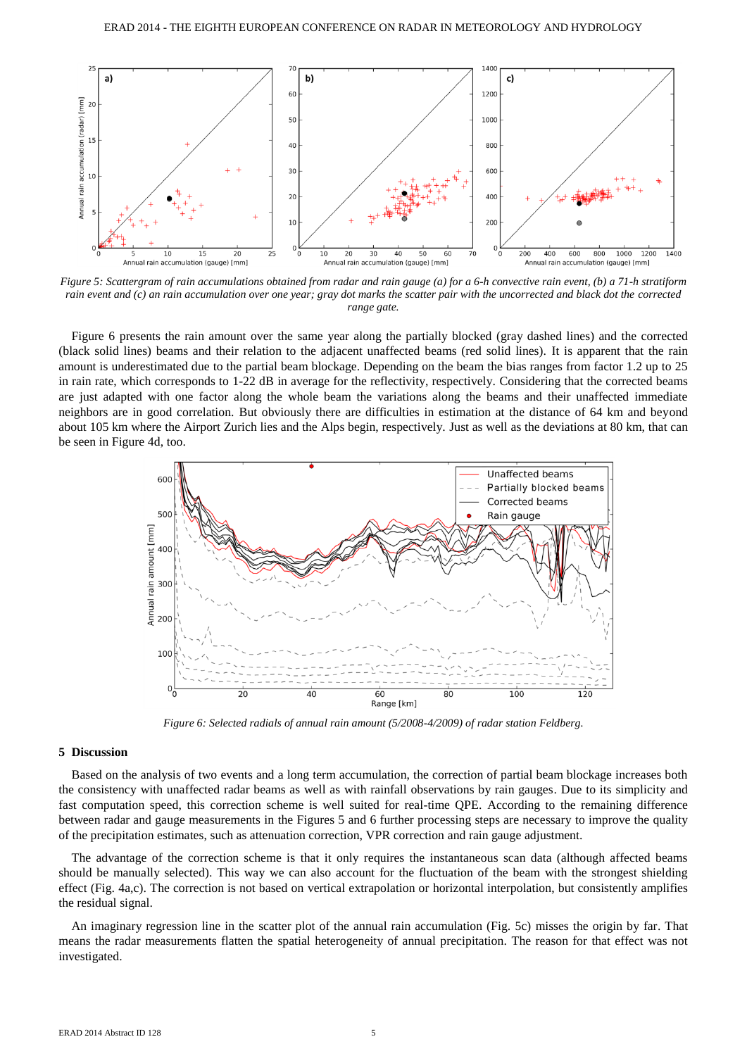*Figure 5: Scattergram of rain accumulations obtained from radar and rain gauge (a) for a 6-h convective rain event, (b) a 71-h stratiform rain event and (c) an rain accumulation over one year; gray dot marks the scatter pair with the uncorrected and black dot the corrected range gate.*

Figure 6 presents the rain amount over the same year along the partially blocked (gray dashed lines) and the corrected (black solid lines) beams and their relation to the adjacent unaffected beams (red solid lines). It is apparent that the rain amount is underestimated due to the partial beam blockage. Depending on the beam the bias ranges from factor 1.2 up to 25 in rain rate, which corresponds to 1-22 dB in average for the reflectivity, respectively. Considering that the corrected beams are just adapted with one factor along the whole beam the variations along the beams and their unaffected immediate neighbors are in good correlation. But obviously there are difficulties in estimation at the distance of 64 km and beyond about 105 km where the Airport Zurich lies and the Alps begin, respectively. Just as well as the deviations at 80 km, that can be seen in Figure 4d, too.

*Figure 6: Selected radials of annual rain amount (5/2008-4/2009) of radar station Feldberg.*

## 5 Discussion

Based on the analysis of two events and a long term accumulation, the correction of partial beam blockage increases both the consistency with unaffected radar beams as well as with rainfall observations by rain gauges. Due to its simplicity and fast computation speed, this correction scheme is well suited for real-time QPE. According to the remaining difference between radar and gauge measurements in the Figures 5 and 6 further processing steps are necessary to improve the quality of the precipitation estimates, such as attenuation correction, VPR correction and rain gauge adjustment.

The advantage of the correction scheme is that it only requires the instantaneous scan data (although affected beams should be manually selected). This way we can also account for the fluctuation of the beam with the strongest shielding effect (Fig. 4a,c). The correction is not based on vertical extrapolation or horizontal interpolation, but consistently amplifies the residual signal.

An imaginary regression line in the scatter plot of the annual rain accumulation (Fig. 5c) misses the origin by far. That means the radar measurements flatten the spatial heterogeneity of annual precipitation. The reason for that effect was not investigated.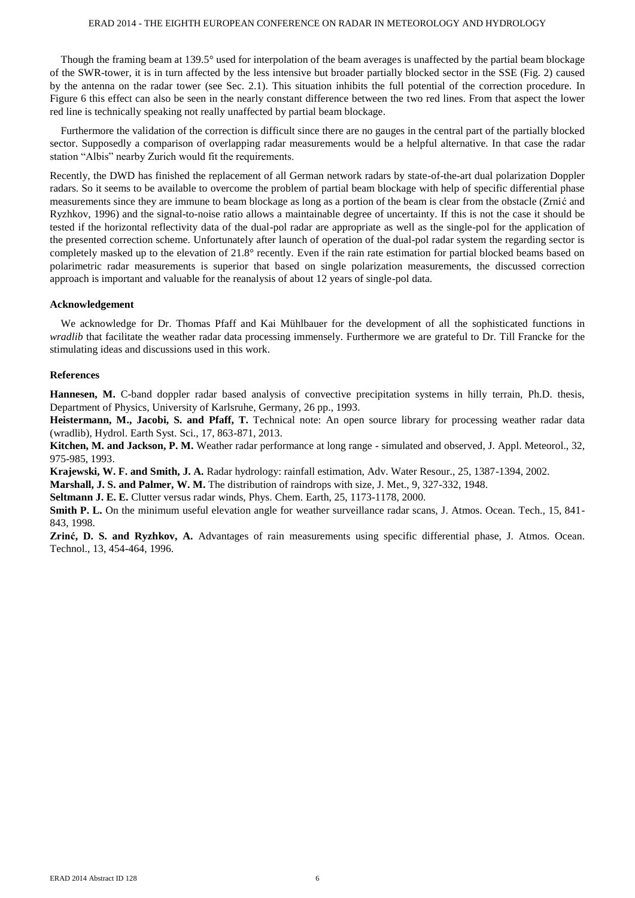Though the framing beam at 139.5° used for interpolation of the beam averages is unaffected by the partial beam blockage of the SWR-tower, it is in turn affected by the less intensive but broader partially blocked sector in the SSE (Fig. 2) caused by the antenna on the radar tower (see Sec. 2.1). This situation inhibits the full potential of the correction procedure. In Figure 6 this effect can also be seen in the nearly constant difference between the two red lines. From that aspect the lower red line is technically speaking not really unaffected by partial beam blockage.

Furthermore the validation of the correction is difficult since there are no gauges in the central part of the partially blocked sector. Supposedly a comparison of overlapping radar measurements would be a helpful alternative. In that case the radar station "Albis" nearby Zurich would fit the requirements.

Recently, the DWD has finished the replacement of all German network radars by state-of-the-art dual polarization Doppler radars. So it seems to be available to overcome the problem of partial beam blockage with help of specific differential phase measurements since they are immune to beam blockage as long as a portion of the beam is clear from the obstacle (Zrnić and Ryzhkov, 1996) and the signal-to-noise ratio allows a maintainable degree of uncertainty. If this is not the case it should be tested if the horizontal reflectivity data of the dual-pol radar are appropriate as well as the single-pol for the application of the presented correction scheme. Unfortunately after launch of operation of the dual-pol radar system the regarding sector is completely masked up to the elevation of 21.8° recently. Even if the rain rate estimation for partial blocked beams based on polarimetric radar measurements is superior that based on single polarization measurements, the discussed correction approach is important and valuable for the reanalysis of about 12 years of single-pol data.

### Acknowledgement

We acknowledge for Dr. Thomas Pfaff and Kai Mühlbauer for the development of all the sophisticated functions in *wradlib* that facilitate the weather radar data processing immensely. Furthermore we are grateful to Dr. Till Francke for the stimulating ideas and discussions used in this work.

### References

**Hannesen, M.** C-band doppler radar based analysis of convective precipitation systems in hilly terrain, Ph.D. thesis, Department of Physics, University of Karlsruhe, Germany, 26 pp., 1993.

**Heistermann, M., Jacobi, S. and Pfaff, T.** Technical note: An open source library for processing weather radar data (wradlib), Hydrol. Earth Syst. Sci., 17, 863-871, 2013.

**Kitchen, M. and Jackson, P. M.** Weather radar performance at long range - simulated and observed, J. Appl. Meteorol., 32, 975-985, 1993.

**Krajewski, W. F. and Smith, J. A.** Radar hydrology: rainfall estimation, Adv. Water Resour., 25, 1387-1394, 2002.

**Marshall, J. S. and Palmer, W. M.** The distribution of raindrops with size, J. Met., 9, 327-332, 1948.

**Seltmann J. E. E.** Clutter versus radar winds, Phys. Chem. Earth, 25, 1173-1178, 2000.

**Smith P. L.** On the minimum useful elevation angle for weather surveillance radar scans, J. Atmos. Ocean. Tech., 15, 841-843, 1998.

**Zrinć, D. S. and Ryzhkov, A.** Advantages of rain measurements using specific differential phase, J. Atmos. Ocean. Technol., 13, 454-464, 1996.